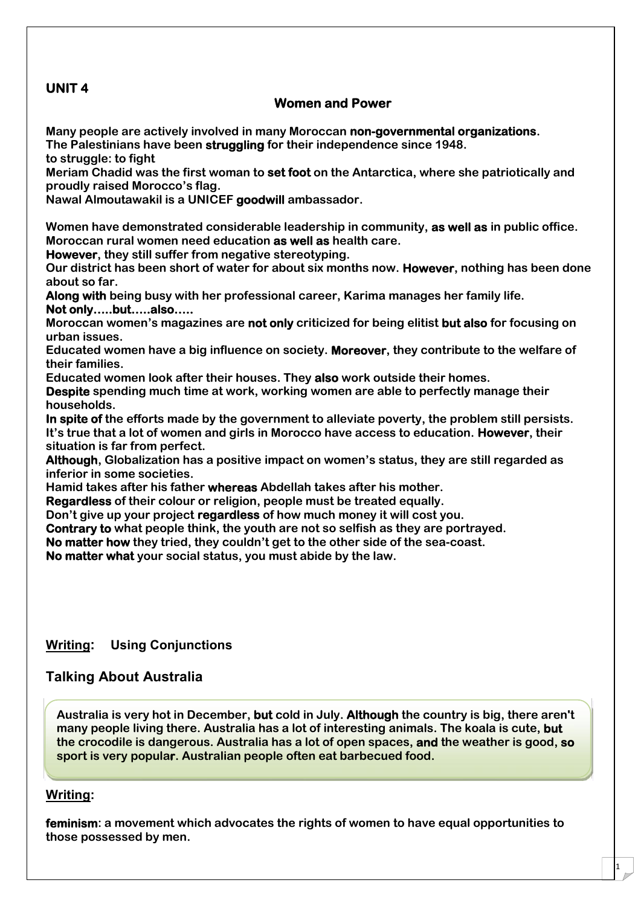## UNIT 4

### Women and Power

Many people are actively involved in many Moroccan **non-governmental organizations**.
The Palestinians have been **struggling** for their independence since 1948.
to struggle: to fight
Meriam Chadid was the first woman to **set foot** on the Antarctica, where she patriotically and proudly raised Morocco's flag.
Nawal Almoutawakil is a UNICEF **goodwill** ambassador.

Women have demonstrated considerable leadership in community, **as well as** in public office.
Moroccan rural women need education **as well as** health care.
**However**, they still suffer from negative stereotyping.
Our district has been short of water for about six months now. **However**, nothing has been done about so far.
**Along with** being busy with her professional career, Karima manages her family life.
**Not only…..but…..also…..**
Moroccan women's magazines are **not only** criticized for being elitist **but also** for focusing on urban issues.
Educated women have a big influence on society. **Moreover**, they contribute to the welfare of their families.
Educated women look after their houses. They **also** work outside their homes.
**Despite** spending much time at work, working women are able to perfectly manage their households.
**In spite of** the efforts made by the government to alleviate poverty, the problem still persists.
It's true that a lot of women and girls in Morocco have access to education. **However**, their situation is far from perfect.
**Although**, Globalization has a positive impact on women's status, they are still regarded as inferior in some societies.
Hamid takes after his father **whereas** Abdellah takes after his mother.
**Regardless** of their colour or religion, people must be treated equally.
Don't give up your project **regardless** of how much money it will cost you.
**Contrary to** what people think, the youth are not so selfish as they are portrayed.
**No matter how** they tried, they couldn't get to the other side of the sea-coast.
**No matter what** your social status, you must abide by the law.

**Writing: Using Conjunctions**

### Talking About Australia

Australia is very hot in December, **but** cold in July. **Although** the country is big, there aren't many people living there. Australia has a lot of interesting animals. The koala is cute, **but** the crocodile is dangerous. Australia has a lot of open spaces, **and** the weather is good, **so** sport is very popular. Australian people often eat barbecued food.

**Writing:**

**feminism**: a movement which advocates the rights of women to have equal opportunities to those possessed by men.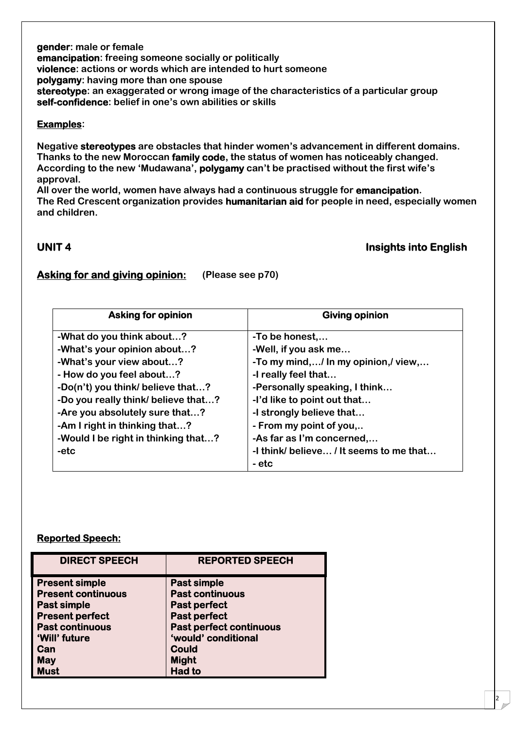**gender**: male or female
**emancipation**: freeing someone socially or politically
**violence**: actions or words which are intended to hurt someone
**polygamy**: having more than one spouse
**stereotype**: an exaggerated or wrong image of the characteristics of a particular group
**self-confidence**: belief in one's own abilities or skills

**Examples**:

Negative **stereotypes** are obstacles that hinder women's advancement in different domains.
Thanks to the new Moroccan **family code**, the status of women has noticeably changed.
According to the new 'Mudawana', **polygamy** can't be practised without the first wife's approval.
All over the world, women have always had a continuous struggle for **emancipation**.
The Red Crescent organization provides **humanitarian aid** for people in need, especially women and children.

## UNIT 4 — Insights into English

### Asking for and giving opinion: (Please see p70)

| Asking for opinion | Giving opinion |
| --- | --- |
| -What do you think about…? | -To be honest,… |
| -What's your opinion about…? | -Well, if you ask me… |
| -What's your view about…? | -To my mind,…/ In my opinion,/ view,… |
| - How do you feel about…? | -I really feel that… |
| -Do(n't) you think/ believe that…? | -Personally speaking, I think… |
| -Do you really think/ believe that…? | -I'd like to point out that… |
| -Are you absolutely sure that…? | -I strongly believe that… |
| -Am I right in thinking that…? | - From my point of you,.. |
| -Would I be right in thinking that…? | -As far as I'm concerned,… |
| -etc | -I think/ believe… / It seems to me that… |
| | - etc |

### Reported Speech:

| DIRECT SPEECH | REPORTED SPEECH |
| --- | --- |
| Present simple | Past simple |
| Present continuous | Past continuous |
| Past simple | Past perfect |
| Present perfect | Past perfect |
| Past continuous | Past perfect continuous |
| 'Will' future | 'would' conditional |
| Can | Could |
| May | Might |
| Must | Had to |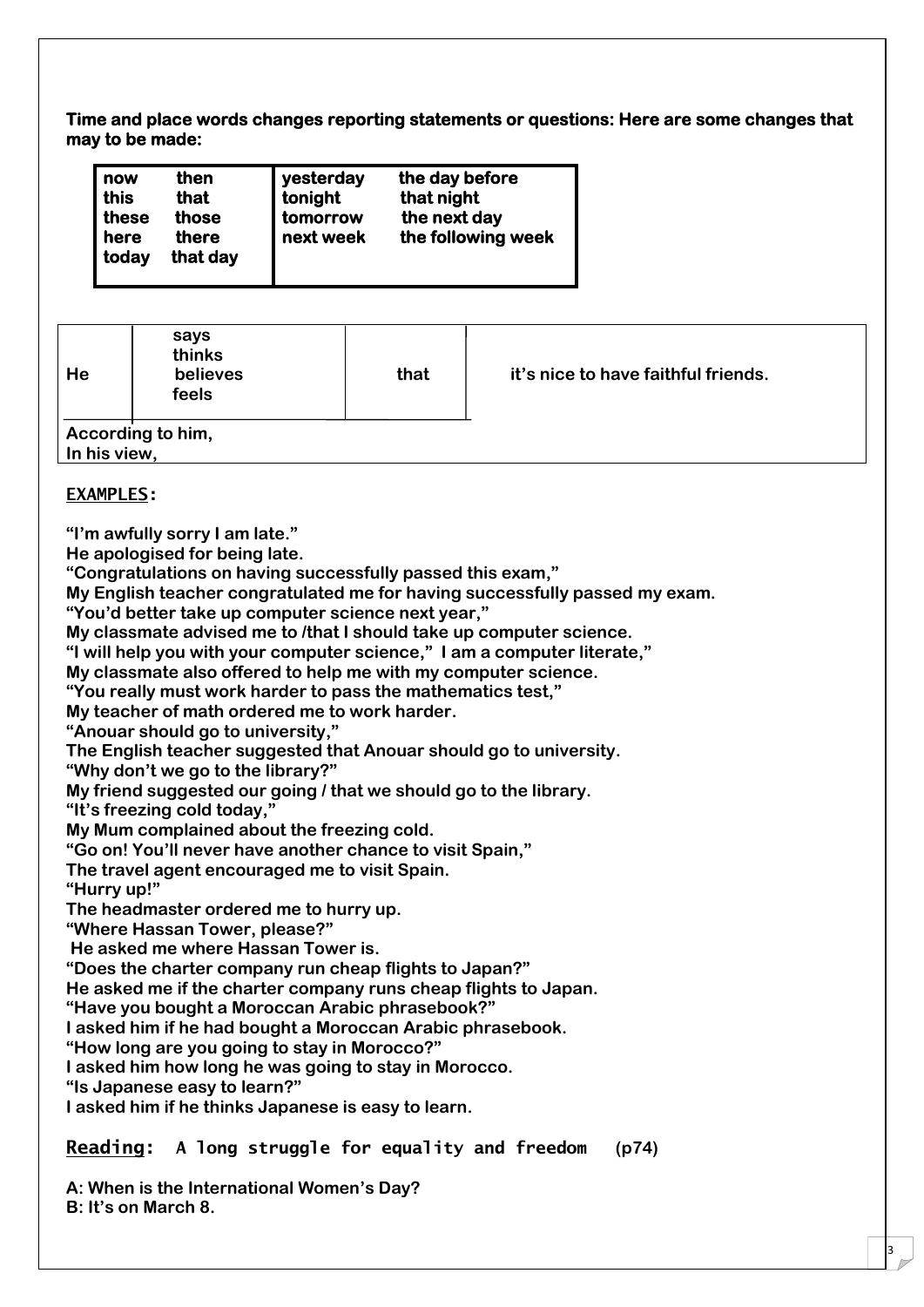**Time and place words changes reporting statements or questions: Here are some changes that may to be made:**

| | | | |
|---|---|---|---|
| **now** | **then** | **yesterday** | **the day before** |
| **this** | **that** | **tonight** | **that night** |
| **these** | **those** | **tomorrow** | **the next day** |
| **here** | **there** | **next week** | **the following week** |
| **today** | **that day** | | |

| | | | |
|---|---|---|---|
| **He** | **says**<br>**thinks**<br>**believes**<br>**feels** | **that** | **it's nice to have faithful friends.** |
| **According to him,**<br>**In his view,** | | | |

**EXAMPLES:**

**"I'm awfully sorry I am late."**
**He apologised for being late.**
**"Congratulations on having successfully passed this exam,"**
**My English teacher congratulated me for having successfully passed my exam.**
**"You'd better take up computer science next year,"**
**My classmate advised me to /that I should take up computer science.**
**"I will help you with your computer science," I am a computer literate,"**
**My classmate also offered to help me with my computer science.**
**"You really must work harder to pass the mathematics test,"**
**My teacher of math ordered me to work harder.**
**"Anouar should go to university,"**
**The English teacher suggested that Anouar should go to university.**
**"Why don't we go to the library?"**
**My friend suggested our going / that we should go to the library.**
**"It's freezing cold today,"**
**My Mum complained about the freezing cold.**
**"Go on! You'll never have another chance to visit Spain,"**
**The travel agent encouraged me to visit Spain.**
**"Hurry up!"**
**The headmaster ordered me to hurry up.**
**"Where Hassan Tower, please?"**
**He asked me where Hassan Tower is.**
**"Does the charter company run cheap flights to Japan?"**
**He asked me if the charter company runs cheap flights to Japan.**
**"Have you bought a Moroccan Arabic phrasebook?"**
**I asked him if he had bought a Moroccan Arabic phrasebook.**
**"How long are you going to stay in Morocco?"**
**I asked him how long he was going to stay in Morocco.**
**"Is Japanese easy to learn?"**
**I asked him if he thinks Japanese is easy to learn.**

**Reading: A long struggle for equality and freedom (p74)**

**A: When is the International Women's Day?**
**B: It's on March 8.**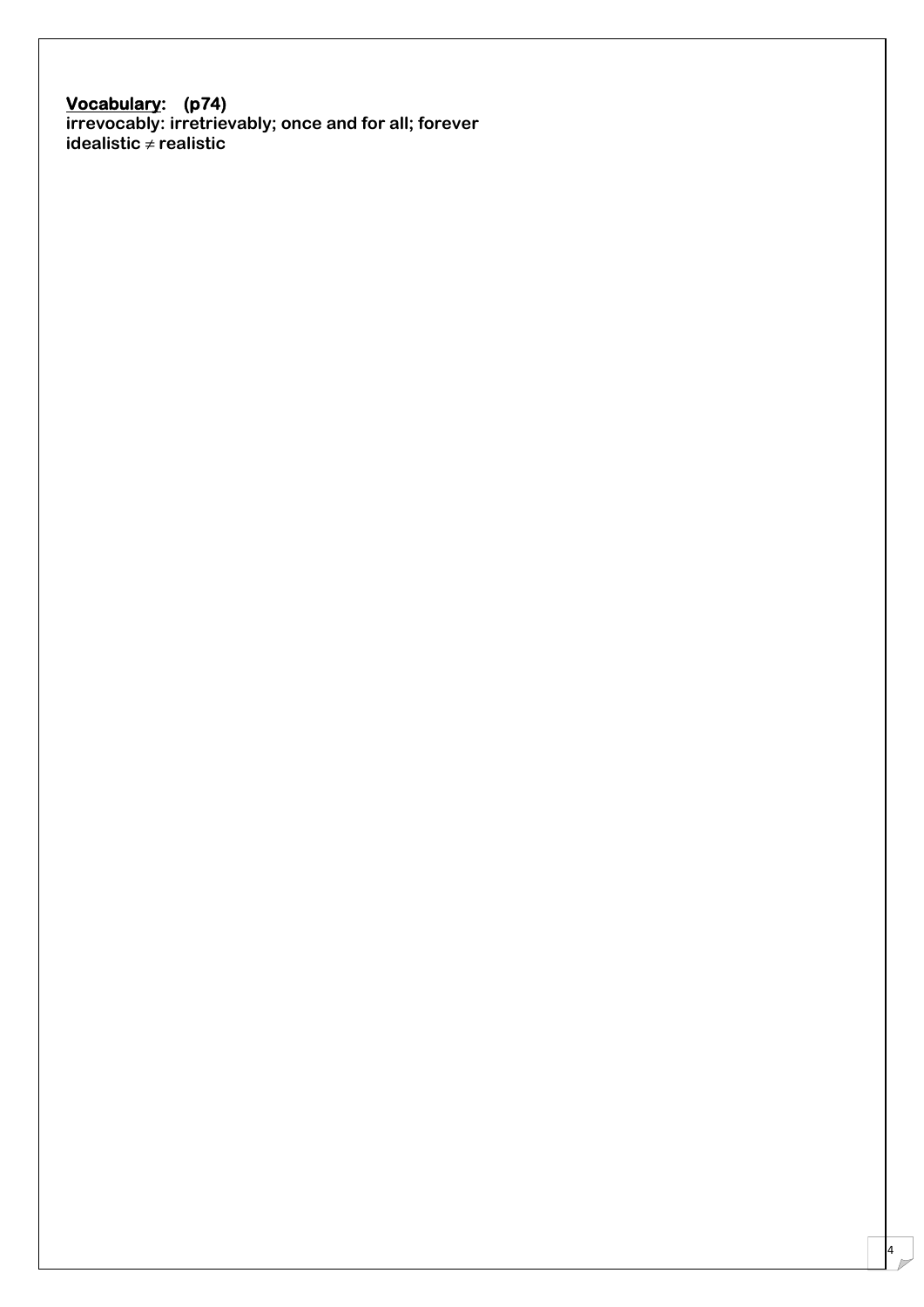**<u>Vocabulary</u>: (p74)**
**irrevocably: irretrievably; once and for all; forever**
**idealistic ≠ realistic**